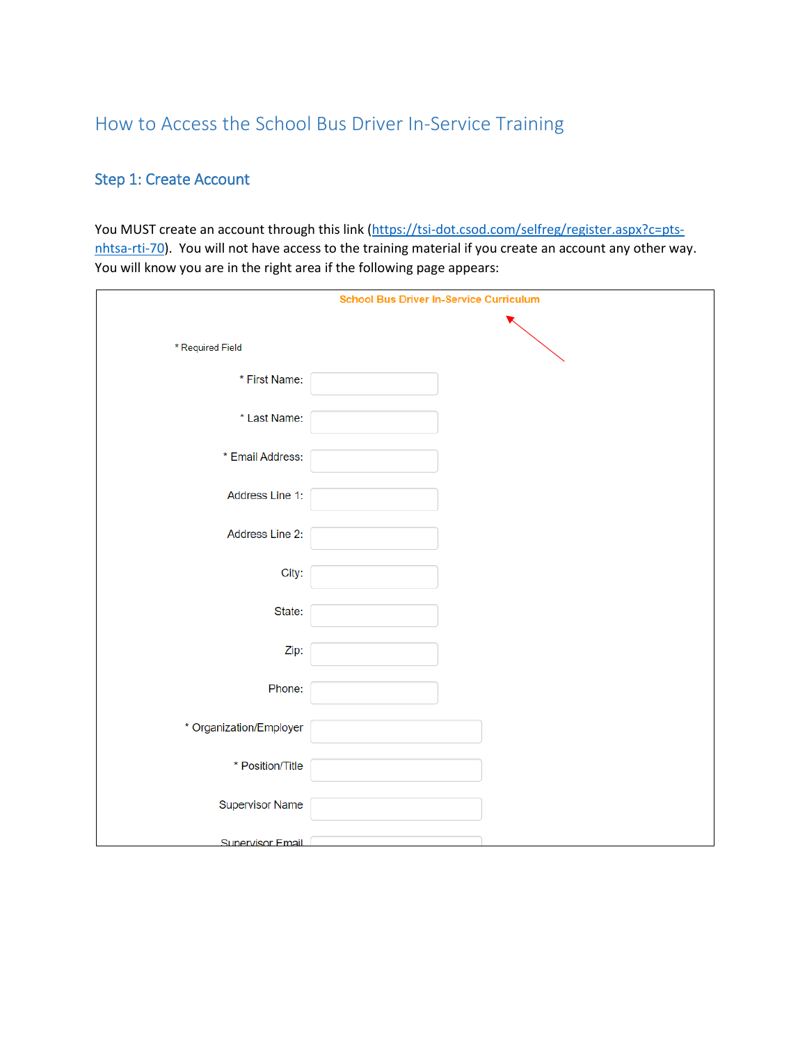# How to Access the School Bus Driver In-Service Training

## Step 1: Create Account

You MUST create an account through this link (https://tsi-dot.csod.com/selfreg/register.aspx?c=pts-nhtsa-rti-70). You will not have access to the training material if you create an account any other way. You will know you are in the right area if the following page appears:

School Bus Driver In-Service Curriculum

\* Required Field

\* First Name:

\* Last Name:

\* Email Address:

Address Line 1:

Address Line 2:

City:

State:

Zip:

Phone:

\* Organization/Employer

\* Position/Title

Supervisor Name

Supervisor Email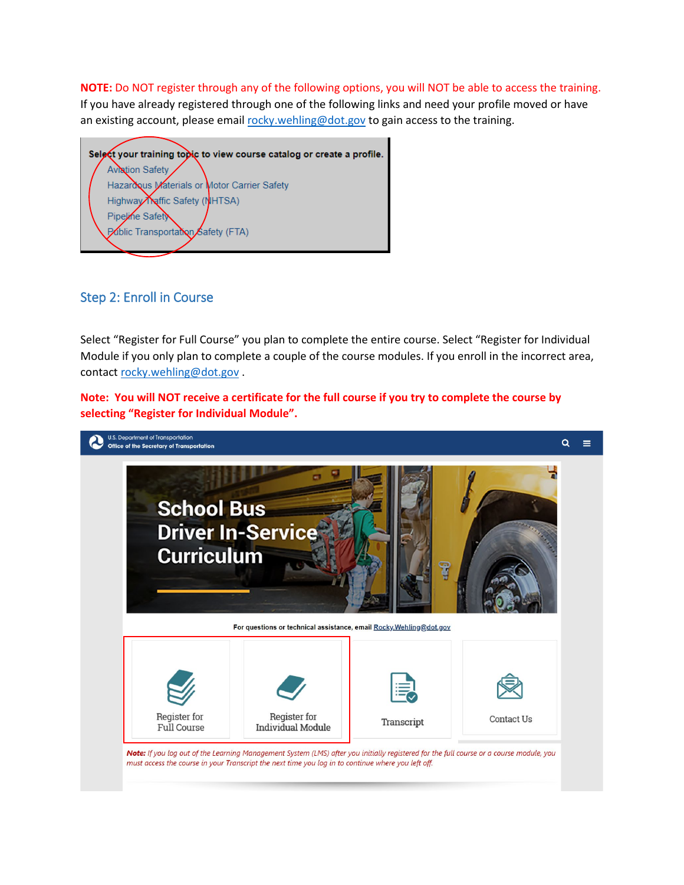**NOTE:** Do NOT register through any of the following options, you will NOT be able to access the training. If you have already registered through one of the following links and need your profile moved or have an existing account, please email rocky.wehling@dot.gov to gain access to the training.

Select your training topic to view course catalog or create a profile.
Aviation Safety
Hazardous Materials or Motor Carrier Safety
Highway Traffic Safety (NHTSA)
Pipeline Safety
Public Transportation Safety (FTA)

## Step 2: Enroll in Course

Select "Register for Full Course" you plan to complete the entire course. Select "Register for Individual Module if you only plan to complete a couple of the course modules. If you enroll in the incorrect area, contact rocky.wehling@dot.gov .

**Note: You will NOT receive a certificate for the full course if you try to complete the course by selecting "Register for Individual Module".**

U.S. Department of Transportation
Office of the Secretary of Transportation

School Bus Driver In-Service Curriculum

For questions or technical assistance, email Rocky.Wehling@dot.gov

Register for Full Course | Register for Individual Module | Transcript | Contact Us

*Note: If you log out of the Learning Management System (LMS) after you initially registered for the full course or a course module, you must access the course in your Transcript the next time you log in to continue where you left off.*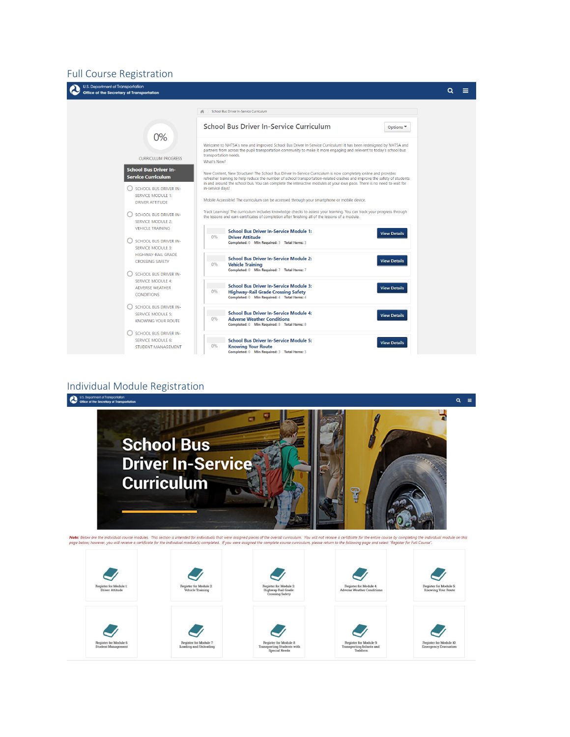## Full Course Registration

U.S. Department of Transportation
Office of the Secretary of Transportation

School Bus Driver In-Service Curriculum

0%

CURRICULUM PROGRESS

**School Bus Driver In-Service Curriculum**

- SCHOOL BUS DRIVER IN-SERVICE MODULE 1: DRIVER ATTITUDE
- SCHOOL BUS DRIVER IN-SERVICE MODULE 2: VEHICLE TRAINING
- SCHOOL BUS DRIVER IN-SERVICE MODULE 3: HIGHWAY-RAIL GRADE CROSSING SAFETY
- SCHOOL BUS DRIVER IN-SERVICE MODULE 4: ADVERSE WEATHER CONDITIONS
- SCHOOL BUS DRIVER IN-SERVICE MODULE 5: KNOWING YOUR ROUTE
- SCHOOL BUS DRIVER IN-SERVICE MODULE 6: STUDENT MANAGEMENT

### School Bus Driver In-Service Curriculum

Options

Welcome to NHTSA's new and improved School Bus Driver In-Service Curriculum! It has been redesigned by NHTSA and partners from across the pupil transportation community to make it more engaging and relevant to today's school bus transportation needs.

What's New?

New Content, New Structure! The School Bus Driver In-Service Curriculum is now completely online and provides refresher training to help reduce the number of school transportation-related crashes and improve the safety of students in and around the school bus. You can complete the interactive modules at your own pace. There is no need to wait for in-service days!

Mobile Accessible! The curriculum can be accessed through your smartphone or mobile device.

Track Learning! The curriculum includes knowledge checks to assess your learning. You can track your progress through the lessons and earn certificates of completion after finishing all of the lessons of a module.

| Progress | Module | Completed | Min Required | Total Items | |
|---|---|---|---|---|---|
| 0% | School Bus Driver In-Service Module 1: Driver Attitude | 0 | 3 | 3 | View Details |
| 0% | School Bus Driver In-Service Module 2: Vehicle Training | 0 | 7 | 7 | View Details |
| 0% | School Bus Driver In-Service Module 3: Highway-Rail Grade Crossing Safety | 0 | 4 | 4 | View Details |
| 0% | School Bus Driver In-Service Module 4: Adverse Weather Conditions | 0 | 8 | 8 | View Details |
| 0% | School Bus Driver In-Service Module 5: Knowing Your Route | 0 | 3 | 3 | View Details |

## Individual Module Registration

U.S. Department of Transportation
Office of the Secretary of Transportation

School Bus Driver In-Service Curriculum

*Note: Below are the individual course modules. This section is intended for individuals that were assigned pieces of the overall curriculum. You will not receive a certificate for the entire course by completing the individual module on this page below; however, you will receive a certificate for the individual module(s) completed. If you were assigned the complete course curriculum, please return to the following page and select "Register for Full Course".*

- Register for Module 1: Driver Attitude
- Register for Module 2: Vehicle Training
- Register for Module 3: Highway-Rail Grade Crossing Safety
- Register for Module 4: Adverse Weather Conditions
- Register for Module 5: Knowing Your Route
- Register for Module 6: Student Management
- Register for Module 7: Loading and Unloading
- Register for Module 8: Transporting Students with Special Needs
- Register for Module 9: Transporting Infants and Toddlers
- Register for Module 10: Emergency Evacuation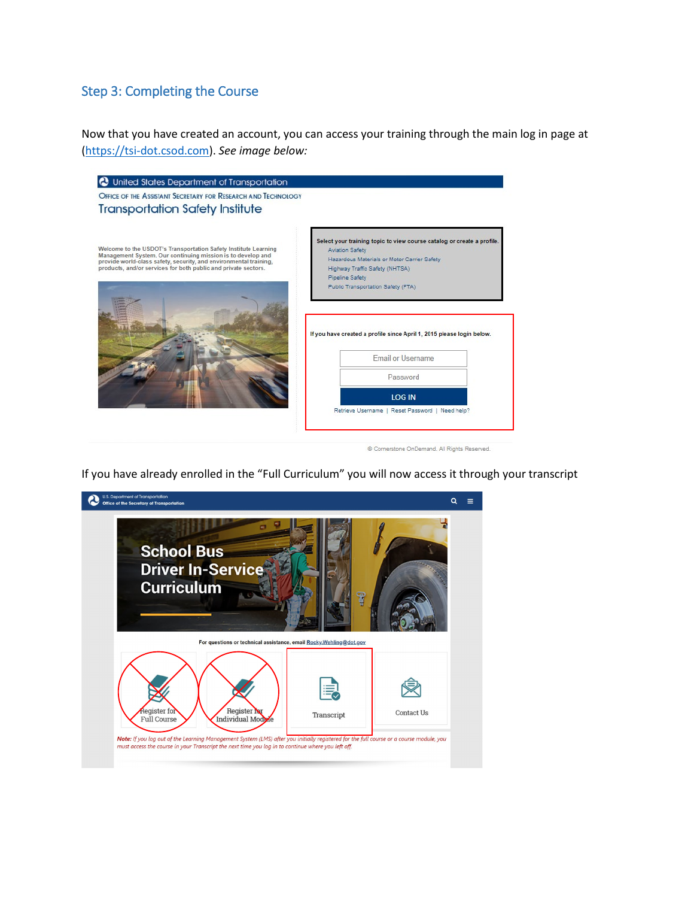## Step 3: Completing the Course

Now that you have created an account, you can access your training through the main log in page at ([https://tsi-dot.csod.com](https://tsi-dot.csod.com)). *See image below:*

United States Department of Transportation

Office of the Assistant Secretary for Research and Technology

Transportation Safety Institute

Welcome to the USDOT's Transportation Safety Institute Learning Management System. Our continuing mission is to develop and provide world-class safety, security, and environmental training, products, and/or services for both public and private sectors.

Select your training topic to view course catalog or create a profile.

- Aviation Safety
- Hazardous Materials or Motor Carrier Safety
- Highway Traffic Safety (NHTSA)
- Pipeline Safety
- Public Transportation Safety (FTA)

If you have created a profile since April 1, 2015 please login below.

Email or Username

Password

LOG IN

Retrieve Username | Reset Password | Need help?

© Cornerstone OnDemand. All Rights Reserved.

If you have already enrolled in the "Full Curriculum" you will now access it through your transcript

U.S. Department of Transportation

Office of the Secretary of Transportation

School Bus Driver In-Service Curriculum

For questions or technical assistance, email Rocky.Wehling@dot.gov

Register for Full Course | Register for Individual Module | Transcript | Contact Us

***Note:*** *If you log out of the Learning Management System (LMS) after you initially registered for the full course or a course module, you must access the course in your Transcript the next time you log in to continue where you left off.*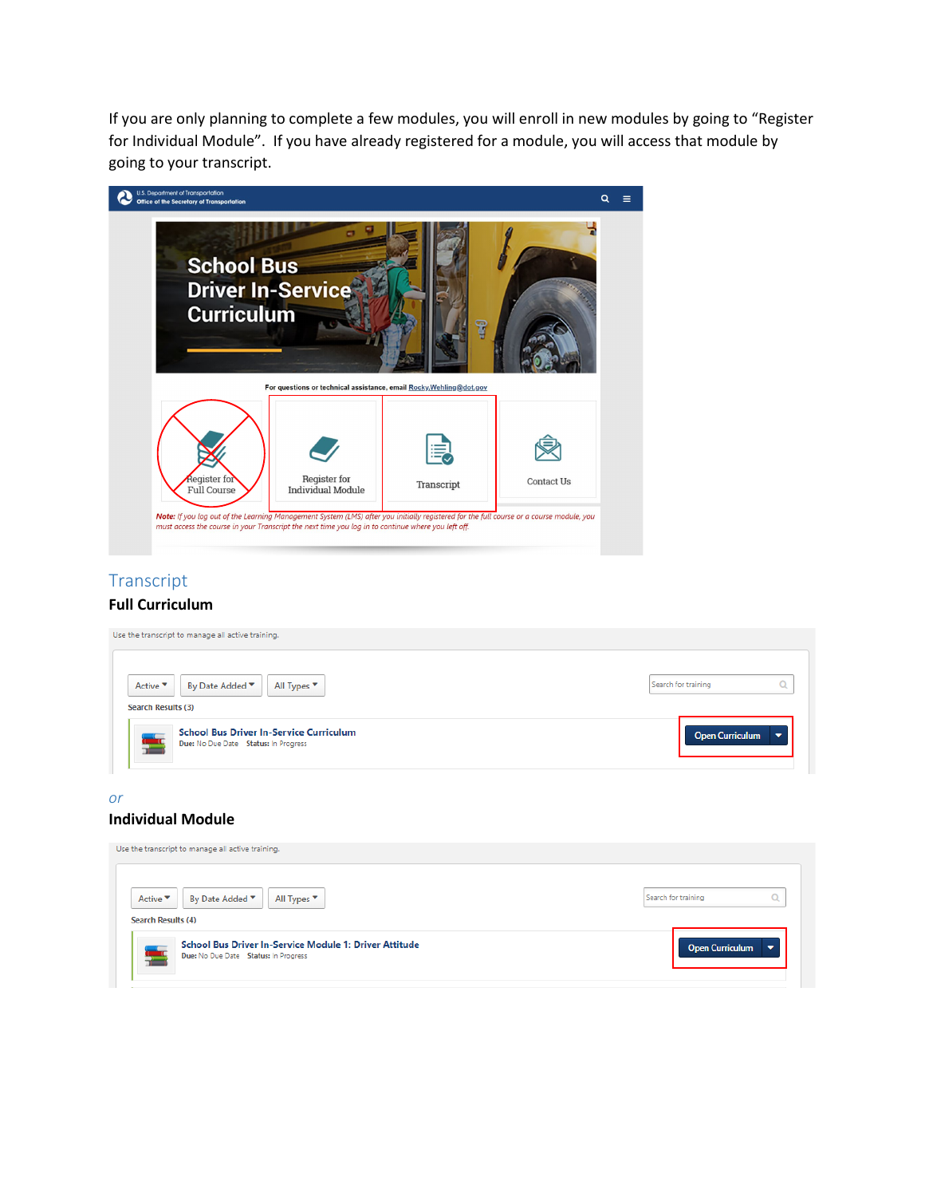If you are only planning to complete a few modules, you will enroll in new modules by going to "Register for Individual Module". If you have already registered for a module, you will access that module by going to your transcript.

U.S. Department of Transportation
Office of the Secretary of Transportation

School Bus Driver In-Service Curriculum

For questions or technical assistance, email Rocky.Wehling@dot.gov

Register for Full Course

Register for Individual Module

Transcript

Contact Us

*Note: If you log out of the Learning Management System (LMS) after you initially registered for the full course or a course module, you must access the course in your Transcript the next time you log in to continue where you left off.*

## Transcript

### Full Curriculum

Use the transcript to manage all active training.

Active | By Date Added | All Types | Search for training

Search Results (3)

School Bus Driver In-Service Curriculum
Due: No Due Date Status: In Progress

Open Curriculum

*or*

### Individual Module

Use the transcript to manage all active training.

Active | By Date Added | All Types | Search for training

Search Results (4)

School Bus Driver In-Service Module 1: Driver Attitude
Due: No Due Date Status: In Progress

Open Curriculum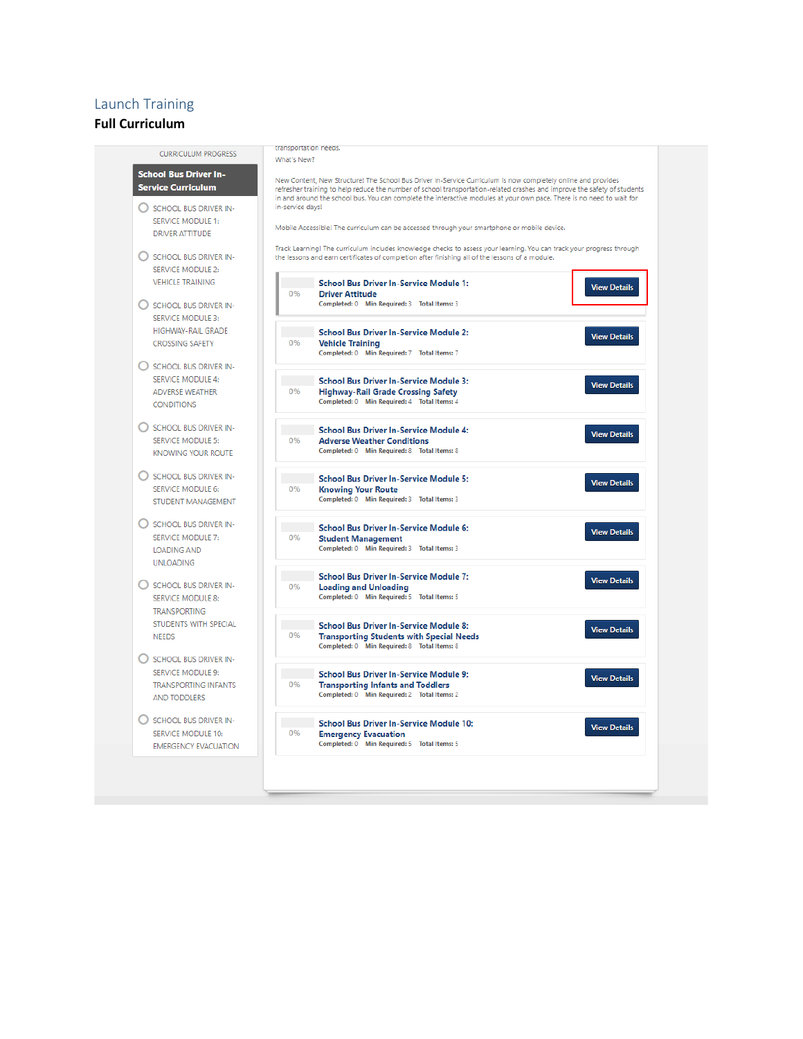## Launch Training

**Full Curriculum**

CURRICULUM PROGRESS

**School Bus Driver In-Service Curriculum**

- SCHOOL BUS DRIVER IN-SERVICE MODULE 1: DRIVER ATTITUDE
- SCHOOL BUS DRIVER IN-SERVICE MODULE 2: VEHICLE TRAINING
- SCHOOL BUS DRIVER IN-SERVICE MODULE 3: HIGHWAY-RAIL GRADE CROSSING SAFETY
- SCHOOL BUS DRIVER IN-SERVICE MODULE 4: ADVERSE WEATHER CONDITIONS
- SCHOOL BUS DRIVER IN-SERVICE MODULE 5: KNOWING YOUR ROUTE
- SCHOOL BUS DRIVER IN-SERVICE MODULE 6: STUDENT MANAGEMENT
- SCHOOL BUS DRIVER IN-SERVICE MODULE 7: LOADING AND UNLOADING
- SCHOOL BUS DRIVER IN-SERVICE MODULE 8: TRANSPORTING STUDENTS WITH SPECIAL NEEDS
- SCHOOL BUS DRIVER IN-SERVICE MODULE 9: TRANSPORTING INFANTS AND TODDLERS
- SCHOOL BUS DRIVER IN-SERVICE MODULE 10: EMERGENCY EVACUATION

transportation needs.

What's New?

New Content, New Structure! The School Bus Driver In-Service Curriculum is now completely online and provides refresher training to help reduce the number of school transportation-related crashes and improve the safety of students in and around the school bus. You can complete the interactive modules at your own pace. There is no need to wait for in-service days!

Mobile Accessible! The curriculum can be accessed through your smartphone or mobile device.

Track Learning! The curriculum includes knowledge checks to assess your learning. You can track your progress through the lessons and earn certificates of completion after finishing all of the lessons of a module.

| Progress | Module | Completed | Min Required | Total Items | |
|---|---|---|---|---|---|
| 0% | **School Bus Driver In-Service Module 1: Driver Attitude** | 0 | 3 | 3 | View Details |
| 0% | **School Bus Driver In-Service Module 2: Vehicle Training** | 0 | 7 | 7 | View Details |
| 0% | **School Bus Driver In-Service Module 3: Highway-Rail Grade Crossing Safety** | 0 | 4 | 4 | View Details |
| 0% | **School Bus Driver In-Service Module 4: Adverse Weather Conditions** | 0 | 8 | 8 | View Details |
| 0% | **School Bus Driver In-Service Module 5: Knowing Your Route** | 0 | 3 | 3 | View Details |
| 0% | **School Bus Driver In-Service Module 6: Student Management** | 0 | 3 | 3 | View Details |
| 0% | **School Bus Driver In-Service Module 7: Loading and Unloading** | 0 | 5 | 5 | View Details |
| 0% | **School Bus Driver In-Service Module 8: Transporting Students with Special Needs** | 0 | 8 | 8 | View Details |
| 0% | **School Bus Driver In-Service Module 9: Transporting Infants and Toddlers** | 0 | 2 | 2 | View Details |
| 0% | **School Bus Driver In-Service Module 10: Emergency Evacuation** | 0 | 5 | 5 | View Details |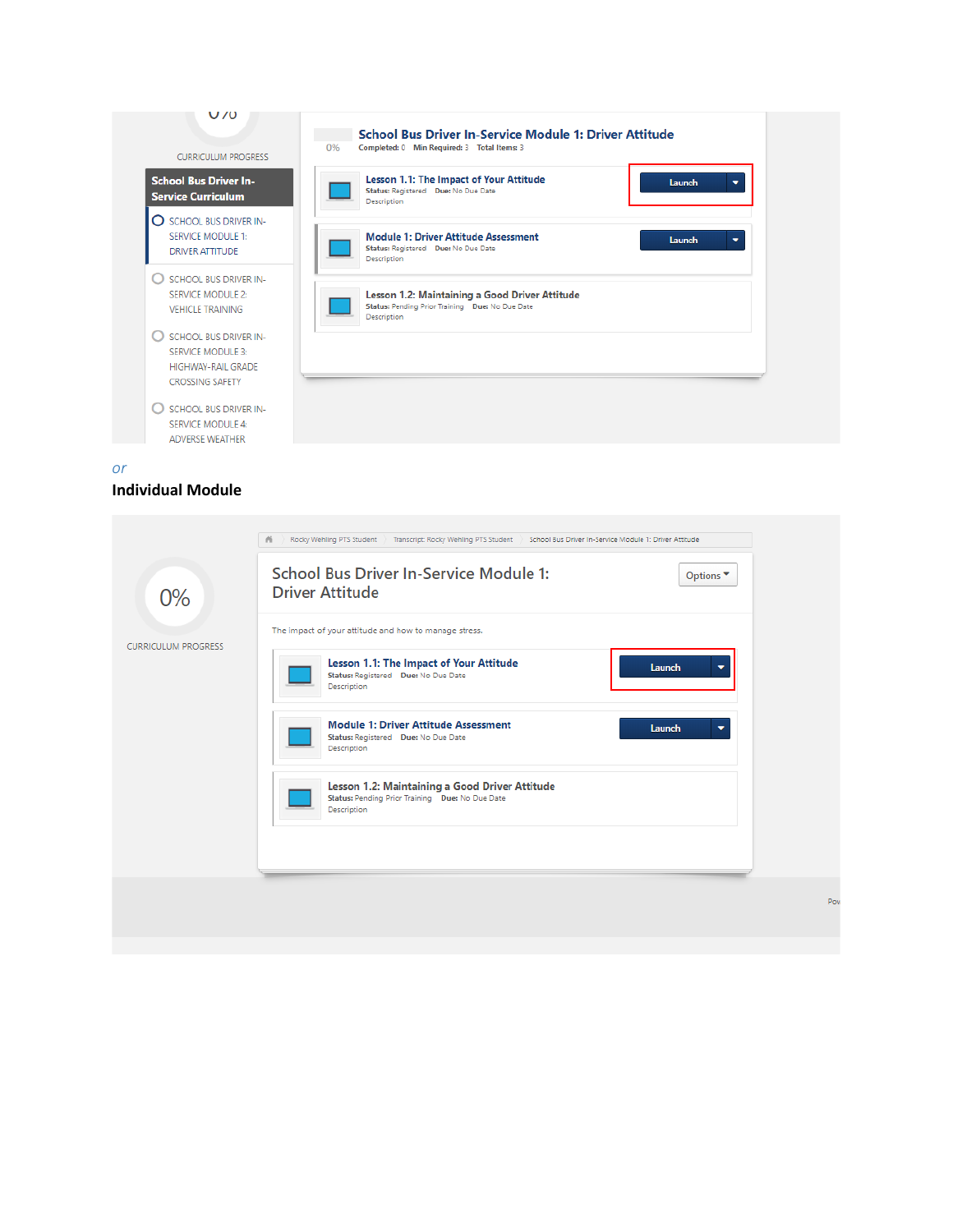0%

CURRICULUM PROGRESS

**School Bus Driver In-Service Curriculum**

- SCHOOL BUS DRIVER IN-SERVICE MODULE 1: DRIVER ATTITUDE
- SCHOOL BUS DRIVER IN-SERVICE MODULE 2: VEHICLE TRAINING
- SCHOOL BUS DRIVER IN-SERVICE MODULE 3: HIGHWAY-RAIL GRADE CROSSING SAFETY
- SCHOOL BUS DRIVER IN-SERVICE MODULE 4: ADVERSE WEATHER

**School Bus Driver In-Service Module 1: Driver Attitude**

0% Completed: 0 Min Required: 3 Total Items: 3

**Lesson 1.1: The Impact of Your Attitude**
Status: Registered Due: No Due Date
Description
Launch

**Module 1: Driver Attitude Assessment**
Status: Registered Due: No Due Date
Description
Launch

**Lesson 1.2: Maintaining a Good Driver Attitude**
Status: Pending Prior Training Due: No Due Date
Description

*or*

**Individual Module**

Rocky Wehling PTS Student > Transcript: Rocky Wehling PTS Student > School Bus Driver In-Service Module 1: Driver Attitude

0%

CURRICULUM PROGRESS

**School Bus Driver In-Service Module 1: Driver Attitude**

Options

The impact of your attitude and how to manage stress.

**Lesson 1.1: The Impact of Your Attitude**
Status: Registered Due: No Due Date
Description
Launch

**Module 1: Driver Attitude Assessment**
Status: Registered Due: No Due Date
Description
Launch

**Lesson 1.2: Maintaining a Good Driver Attitude**
Status: Pending Prior Training Due: No Due Date
Description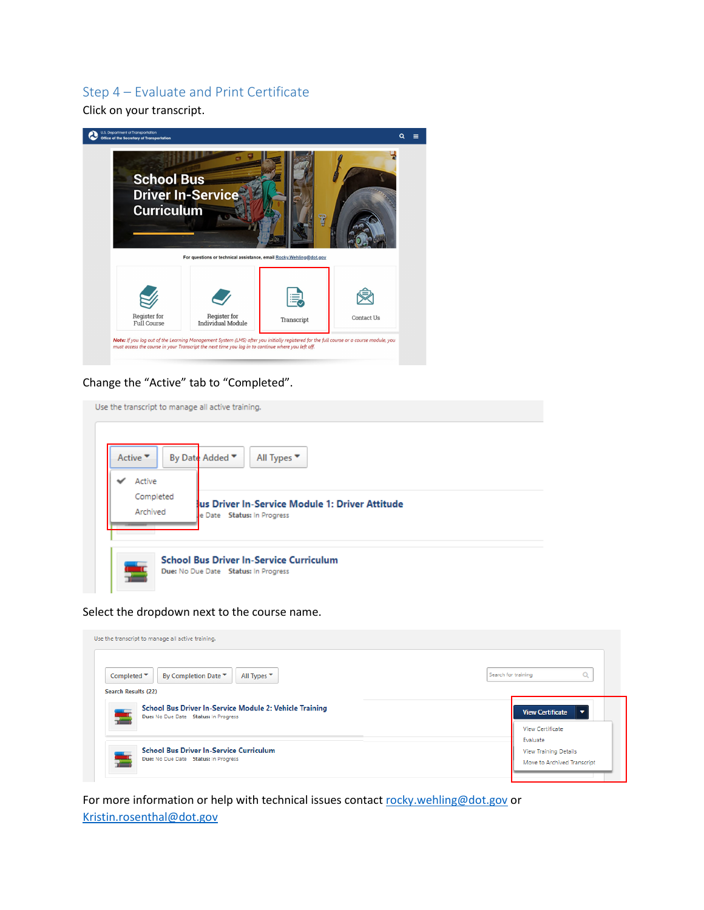## Step 4 – Evaluate and Print Certificate

Click on your transcript.

Change the "Active" tab to "Completed".

Select the dropdown next to the course name.

For more information or help with technical issues contact rocky.wehling@dot.gov or Kristin.rosenthal@dot.gov